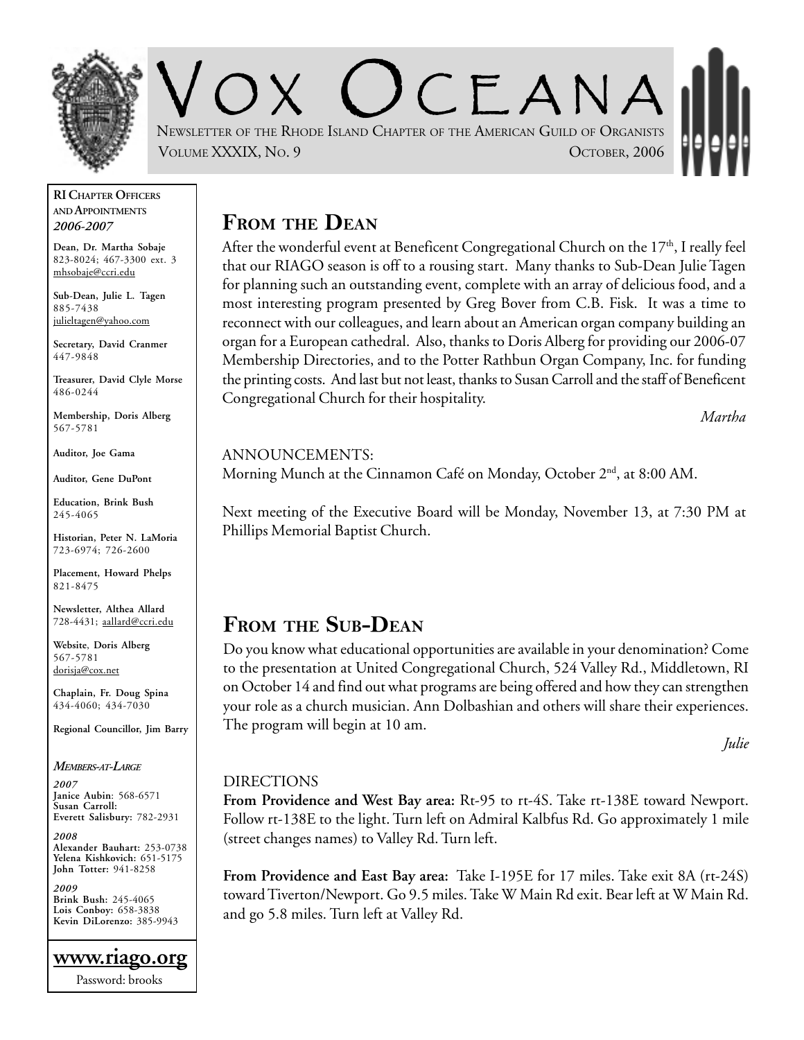# VOX OCEANA

NEWSLETTER OF THE RHODE ISLAND CHAPTER OF THE AMERICAN GUILD OF ORGANISTS

VOLUME XXXIX, NO. 9 — OCTOBER, 2006

## FROM THE DEAN

After the wonderful event at Beneficent Congregational Church on the 17th, I really feel that our RIAGO season is off to a rousing start. Many thanks to Sub-Dean Julie Tagen for planning such an outstanding event, complete with an array of delicious food, and a most interesting program presented by Greg Bover from C.B. Fisk. It was a time to reconnect with our colleagues, and learn about an American organ company building an organ for a European cathedral. Also, thanks to Doris Alberg for providing our 2006-07 Membership Directories, and to the Potter Rathbun Organ Company, Inc. for funding the printing costs. And last but not least, thanks to Susan Carroll and the staff of Beneficent Congregational Church for their hospitality.

*Martha*

ANNOUNCEMENTS:

Morning Munch at the Cinnamon Café on Monday, October 2nd, at 8:00 AM.

Next meeting of the Executive Board will be Monday, November 13, at 7:30 PM at Phillips Memorial Baptist Church.

## FROM THE SUB-DEAN

Do you know what educational opportunities are available in your denomination? Come to the presentation at United Congregational Church, 524 Valley Rd., Middletown, RI on October 14 and find out what programs are being offered and how they can strengthen your role as a church musician. Ann Dolbashian and others will share their experiences. The program will begin at 10 am.

*Julie*

DIRECTIONS

**From Providence and West Bay area:** Rt-95 to rt-4S. Take rt-138E toward Newport. Follow rt-138E to the light. Turn left on Admiral Kalbfus Rd. Go approximately 1 mile (street changes names) to Valley Rd. Turn left.

**From Providence and East Bay area:** Take I-195E for 17 miles. Take exit 8A (rt-24S) toward Tiverton/Newport. Go 9.5 miles. Take W Main Rd exit. Bear left at W Main Rd. and go 5.8 miles. Turn left at Valley Rd.

---

**RI CHAPTER OFFICERS AND APPOINTMENTS**
***2006-2007***

**Dean, Dr. Martha Sobaje**
823-8024; 467-3300 ext. 3
mhsobaje@ccri.edu

**Sub-Dean, Julie L. Tagen**
885-7438
julieltagen@yahoo.com

**Secretary, David Cranmer**
447-9848

**Treasurer, David Clyle Morse**
486-0244

**Membership, Doris Alberg**
567-5781

**Auditor, Joe Gama**

**Auditor, Gene DuPont**

**Education, Brink Bush**
245-4065

**Historian, Peter N. LaMoria**
723-6974; 726-2600

**Placement, Howard Phelps**
821-8475

**Newsletter, Althea Allard**
728-4431; aallard@ccri.edu

**Website, Doris Alberg**
567-5781
dorisja@cox.net

**Chaplain, Fr. Doug Spina**
434-4060; 434-7030

**Regional Councillor, Jim Barry**

***MEMBERS-AT-LARGE***

***2007***
**Janice Aubin**: 568-6571
**Susan Carroll**:
**Everett Salisbury**: 782-2931

***2008***
**Alexander Bauhart**: 253-0738
**Yelena Kishkovich**: 651-5175
**John Totter**: 941-8258

***2009***
**Brink Bush**: 245-4065
**Lois Conboy**: 658-3838
**Kevin DiLorenzo**: 385-9943

**www.riago.org**
Password: brooks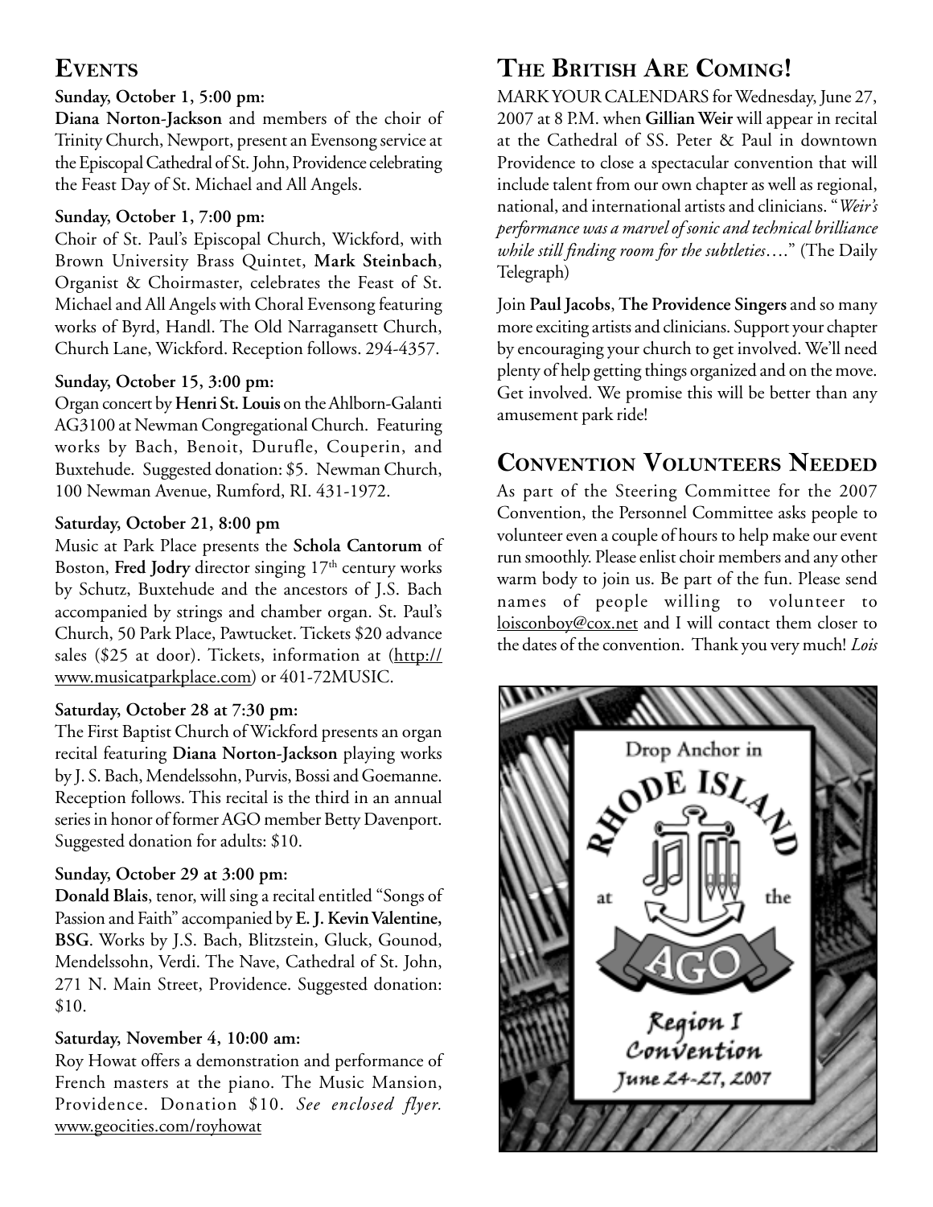## Events

**Sunday, October 1, 5:00 pm:**
**Diana Norton-Jackson** and members of the choir of Trinity Church, Newport, present an Evensong service at the Episcopal Cathedral of St. John, Providence celebrating the Feast Day of St. Michael and All Angels.

**Sunday, October 1, 7:00 pm:**
Choir of St. Paul's Episcopal Church, Wickford, with Brown University Brass Quintet, **Mark Steinbach**, Organist & Choirmaster, celebrates the Feast of St. Michael and All Angels with Choral Evensong featuring works of Byrd, Handl. The Old Narragansett Church, Church Lane, Wickford. Reception follows. 294-4357.

**Sunday, October 15, 3:00 pm:**
Organ concert by **Henri St. Louis** on the Ahlborn-Galanti AG3100 at Newman Congregational Church. Featuring works by Bach, Benoit, Durufle, Couperin, and Buxtehude. Suggested donation: $5. Newman Church, 100 Newman Avenue, Rumford, RI. 431-1972.

**Saturday, October 21, 8:00 pm**
Music at Park Place presents the **Schola Cantorum** of Boston, **Fred Jodry** director singing 17th century works by Schutz, Buxtehude and the ancestors of J.S. Bach accompanied by strings and chamber organ. St. Paul's Church, 50 Park Place, Pawtucket. Tickets $20 advance sales ($25 at door). Tickets, information at (http://www.musicatparkplace.com) or 401-72MUSIC.

**Saturday, October 28 at 7:30 pm:**
The First Baptist Church of Wickford presents an organ recital featuring **Diana Norton-Jackson** playing works by J. S. Bach, Mendelssohn, Purvis, Bossi and Goemanne. Reception follows. This recital is the third in an annual series in honor of former AGO member Betty Davenport. Suggested donation for adults: $10.

**Sunday, October 29 at 3:00 pm:**
**Donald Blais**, tenor, will sing a recital entitled "Songs of Passion and Faith" accompanied by **E. J. Kevin Valentine, BSG**. Works by J.S. Bach, Blitzstein, Gluck, Gounod, Mendelssohn, Verdi. The Nave, Cathedral of St. John, 271 N. Main Street, Providence. Suggested donation: $10.

**Saturday, November 4, 10:00 am:**
Roy Howat offers a demonstration and performance of French masters at the piano. The Music Mansion, Providence. Donation $10. *See enclosed flyer.* www.geocities.com/royhowat

## The British Are Coming!

MARK YOUR CALENDARS for Wednesday, June 27, 2007 at 8 P.M. when **Gillian Weir** will appear in recital at the Cathedral of SS. Peter & Paul in downtown Providence to close a spectacular convention that will include talent from our own chapter as well as regional, national, and international artists and clinicians. "*Weir's performance was a marvel of sonic and technical brilliance while still finding room for the subtleties*…." (The Daily Telegraph)

Join **Paul Jacobs**, **The Providence Singers** and so many more exciting artists and clinicians. Support your chapter by encouraging your church to get involved. We'll need plenty of help getting things organized and on the move. Get involved. We promise this will be better than any amusement park ride!

## Convention Volunteers Needed

As part of the Steering Committee for the 2007 Convention, the Personnel Committee asks people to volunteer even a couple of hours to help make our event run smoothly. Please enlist choir members and any other warm body to join us. Be part of the fun. Please send names of people willing to volunteer to loisconboy@cox.net and I will contact them closer to the dates of the convention. Thank you very much! *Lois*

Drop Anchor in RHODE ISLAND at the AGO Region I Convention June 24-27, 2007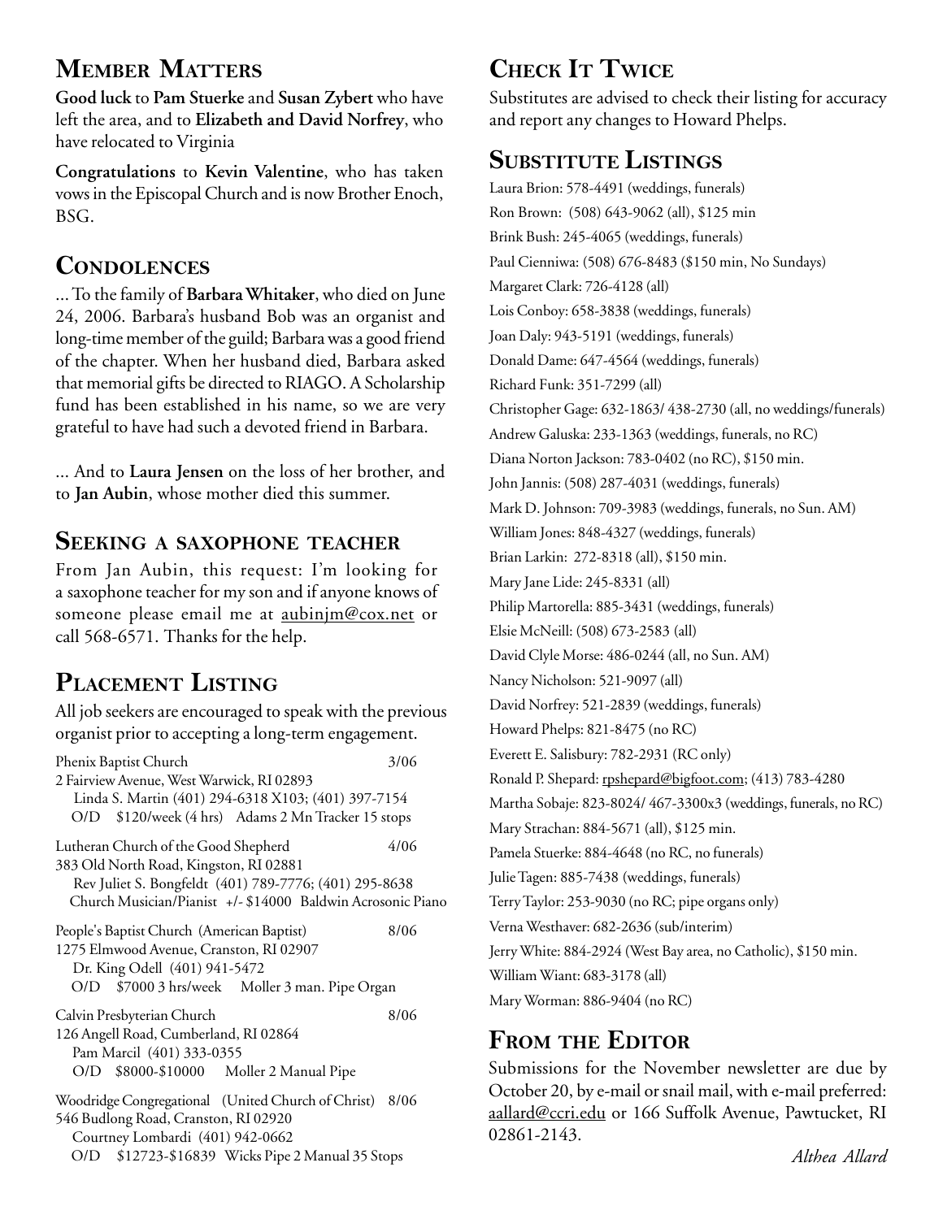## Member Matters

**Good luck** to **Pam Stuerke** and **Susan Zybert** who have left the area, and to **Elizabeth and David Norfrey**, who have relocated to Virginia

**Congratulations** to **Kevin Valentine**, who has taken vows in the Episcopal Church and is now Brother Enoch, BSG.

## Condolences

... To the family of **Barbara Whitaker**, who died on June 24, 2006. Barbara's husband Bob was an organist and long-time member of the guild; Barbara was a good friend of the chapter. When her husband died, Barbara asked that memorial gifts be directed to RIAGO. A Scholarship fund has been established in his name, so we are very grateful to have had such a devoted friend in Barbara.

... And to **Laura Jensen** on the loss of her brother, and to **Jan Aubin**, whose mother died this summer.

## Seeking a saxophone teacher

From Jan Aubin, this request: I'm looking for a saxophone teacher for my son and if anyone knows of someone please email me at aubinjm@cox.net or call 568-6571. Thanks for the help.

## Placement Listing

All job seekers are encouraged to speak with the previous organist prior to accepting a long-term engagement.

Phenix Baptist Church — 3/06
2 Fairview Avenue, West Warwick, RI 02893
Linda S. Martin (401) 294-6318 X103; (401) 397-7154
O/D $120/week (4 hrs) Adams 2 Mn Tracker 15 stops

Lutheran Church of the Good Shepherd — 4/06
383 Old North Road, Kingston, RI 02881
Rev Juliet S. Bongfeldt (401) 789-7776; (401) 295-8638
Church Musician/Pianist +/- $14000 Baldwin Acrosonic Piano

People's Baptist Church (American Baptist) — 8/06
1275 Elmwood Avenue, Cranston, RI 02907
Dr. King Odell (401) 941-5472
O/D $7000 3 hrs/week Moller 3 man. Pipe Organ

Calvin Presbyterian Church — 8/06
126 Angell Road, Cumberland, RI 02864
Pam Marcil (401) 333-0355
O/D $8000-$10000 Moller 2 Manual Pipe

Woodridge Congregational (United Church of Christ) — 8/06
546 Budlong Road, Cranston, RI 02920
Courtney Lombardi (401) 942-0662
O/D $12723-$16839 Wicks Pipe 2 Manual 35 Stops

## Check It Twice

Substitutes are advised to check their listing for accuracy and report any changes to Howard Phelps.

## Substitute Listings

Laura Brion: 578-4491 (weddings, funerals)
Ron Brown: (508) 643-9062 (all), $125 min
Brink Bush: 245-4065 (weddings, funerals)
Paul Cienniwa: (508) 676-8483 ($150 min, No Sundays)
Margaret Clark: 726-4128 (all)
Lois Conboy: 658-3838 (weddings, funerals)
Joan Daly: 943-5191 (weddings, funerals)
Donald Dame: 647-4564 (weddings, funerals)
Richard Funk: 351-7299 (all)
Christopher Gage: 632-1863/ 438-2730 (all, no weddings/funerals)
Andrew Galuska: 233-1363 (weddings, funerals, no RC)
Diana Norton Jackson: 783-0402 (no RC), $150 min.
John Jannis: (508) 287-4031 (weddings, funerals)
Mark D. Johnson: 709-3983 (weddings, funerals, no Sun. AM)
William Jones: 848-4327 (weddings, funerals)
Brian Larkin: 272-8318 (all), $150 min.
Mary Jane Lide: 245-8331 (all)
Philip Martorella: 885-3431 (weddings, funerals)
Elsie McNeill: (508) 673-2583 (all)
David Clyle Morse: 486-0244 (all, no Sun. AM)
Nancy Nicholson: 521-9097 (all)
David Norfrey: 521-2839 (weddings, funerals)
Howard Phelps: 821-8475 (no RC)
Everett E. Salisbury: 782-2931 (RC only)
Ronald P. Shepard: rpshepard@bigfoot.com; (413) 783-4280
Martha Sobaje: 823-8024/ 467-3300x3 (weddings, funerals, no RC)
Mary Strachan: 884-5671 (all), $125 min.
Pamela Stuerke: 884-4648 (no RC, no funerals)
Julie Tagen: 885-7438 (weddings, funerals)
Terry Taylor: 253-9030 (no RC; pipe organs only)
Verna Westhaver: 682-2636 (sub/interim)
Jerry White: 884-2924 (West Bay area, no Catholic), $150 min.
William Wiant: 683-3178 (all)
Mary Worman: 886-9404 (no RC)

## From the Editor

Submissions for the November newsletter are due by October 20, by e-mail or snail mail, with e-mail preferred: aallard@ccri.edu or 166 Suffolk Avenue, Pawtucket, RI 02861-2143.

*Althea Allard*